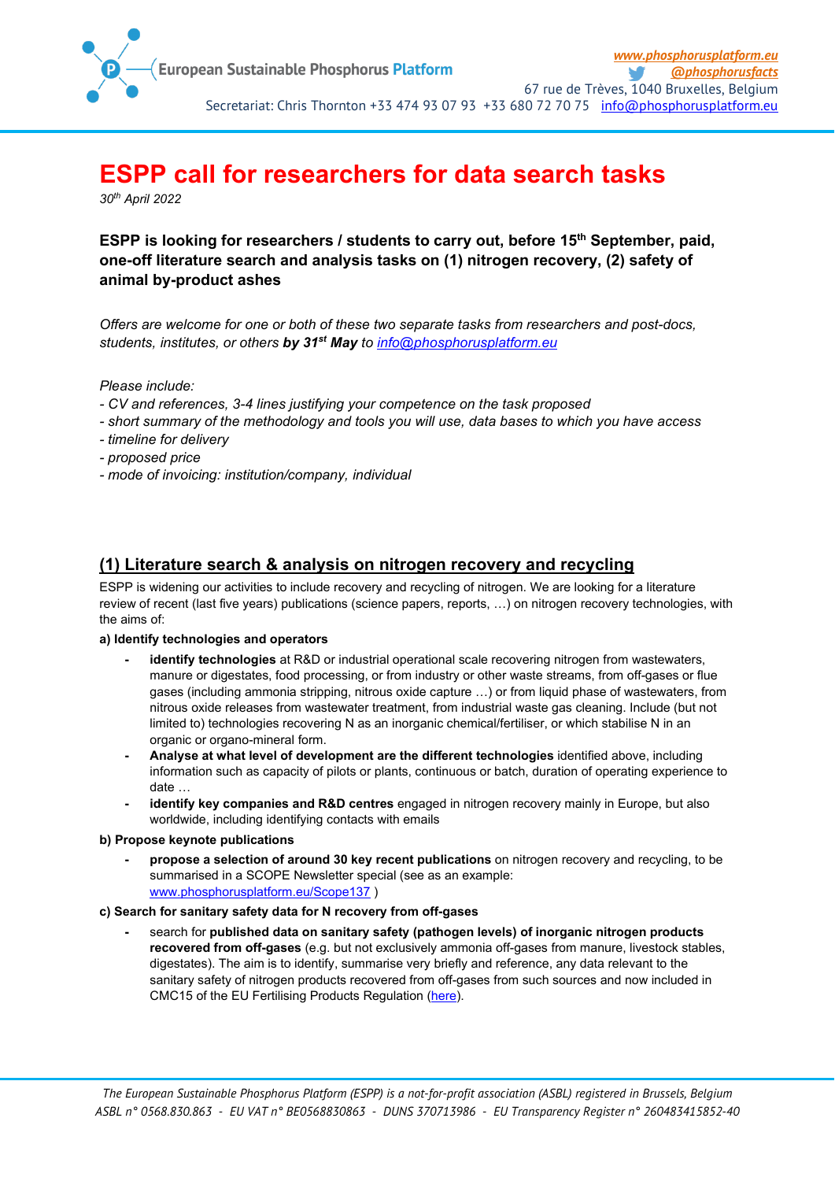# ESPP call for researchers for data search tasks

*30th April 2022*

**ESPP is looking for researchers / students to carry out, before 15th September, paid, one-off literature search and analysis tasks on (1) nitrogen recovery, (2) safety of animal by-product ashes**

*Offers are welcome for one or both of these two separate tasks from researchers and post-docs, students, institutes, or others* ***by 31st May*** *to [info@phosphorusplatform.eu](mailto:info@phosphorusplatform.eu)*

*Please include:*

*- CV and references, 3-4 lines justifying your competence on the task proposed*
*- short summary of the methodology and tools you will use, data bases to which you have access*
*- timeline for delivery*
*- proposed price*
*- mode of invoicing: institution/company, individual*

## (1) Literature search & analysis on nitrogen recovery and recycling

ESPP is widening our activities to include recovery and recycling of nitrogen. We are looking for a literature review of recent (last five years) publications (science papers, reports, …) on nitrogen recovery technologies, with the aims of:

**a) Identify technologies and operators**

- **identify technologies** at R&D or industrial operational scale recovering nitrogen from wastewaters, manure or digestates, food processing, or from industry or other waste streams, from off-gases or flue gases (including ammonia stripping, nitrous oxide capture …) or from liquid phase of wastewaters, from nitrous oxide releases from wastewater treatment, from industrial waste gas cleaning. Include (but not limited to) technologies recovering N as an inorganic chemical/fertiliser, or which stabilise N in an organic or organo-mineral form.
- **Analyse at what level of development are the different technologies** identified above, including information such as capacity of pilots or plants, continuous or batch, duration of operating experience to date …
- **identify key companies and R&D centres** engaged in nitrogen recovery mainly in Europe, but also worldwide, including identifying contacts with emails

**b) Propose keynote publications**

- **propose a selection of around 30 key recent publications** on nitrogen recovery and recycling, to be summarised in a SCOPE Newsletter special (see as an example: [www.phosphorusplatform.eu/Scope137](http://www.phosphorusplatform.eu/Scope137) )

**c) Search for sanitary safety data for N recovery from off-gases**

- search for **published data on sanitary safety (pathogen levels) of inorganic nitrogen products recovered from off-gases** (e.g. but not exclusively ammonia off-gases from manure, livestock stables, digestates). The aim is to identify, summarise very briefly and reference, any data relevant to the sanitary safety of nitrogen products recovered from off-gases from such sources and now included in CMC15 of the EU Fertilising Products Regulation (here).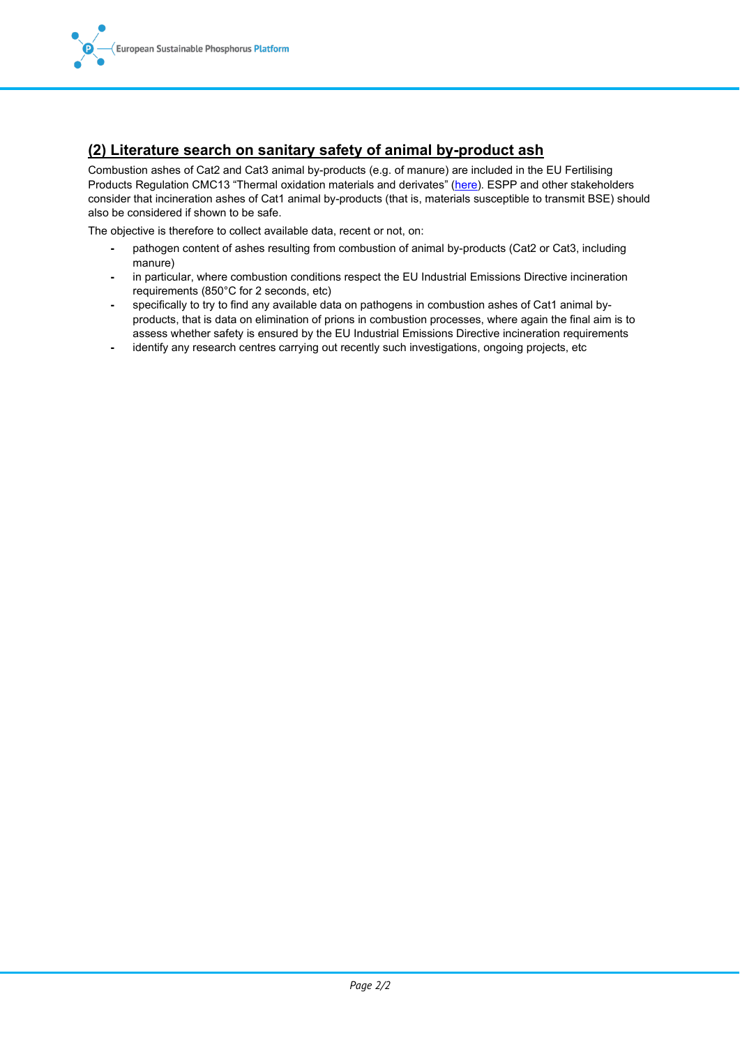## (2) Literature search on sanitary safety of animal by-product ash

Combustion ashes of Cat2 and Cat3 animal by-products (e.g. of manure) are included in the EU Fertilising Products Regulation CMC13 "Thermal oxidation materials and derivates" (here). ESPP and other stakeholders consider that incineration ashes of Cat1 animal by-products (that is, materials susceptible to transmit BSE) should also be considered if shown to be safe.

The objective is therefore to collect available data, recent or not, on:

- pathogen content of ashes resulting from combustion of animal by-products (Cat2 or Cat3, including manure)
- in particular, where combustion conditions respect the EU Industrial Emissions Directive incineration requirements (850°C for 2 seconds, etc)
- specifically to try to find any available data on pathogens in combustion ashes of Cat1 animal by-products, that is data on elimination of prions in combustion processes, where again the final aim is to assess whether safety is ensured by the EU Industrial Emissions Directive incineration requirements
- identify any research centres carrying out recently such investigations, ongoing projects, etc